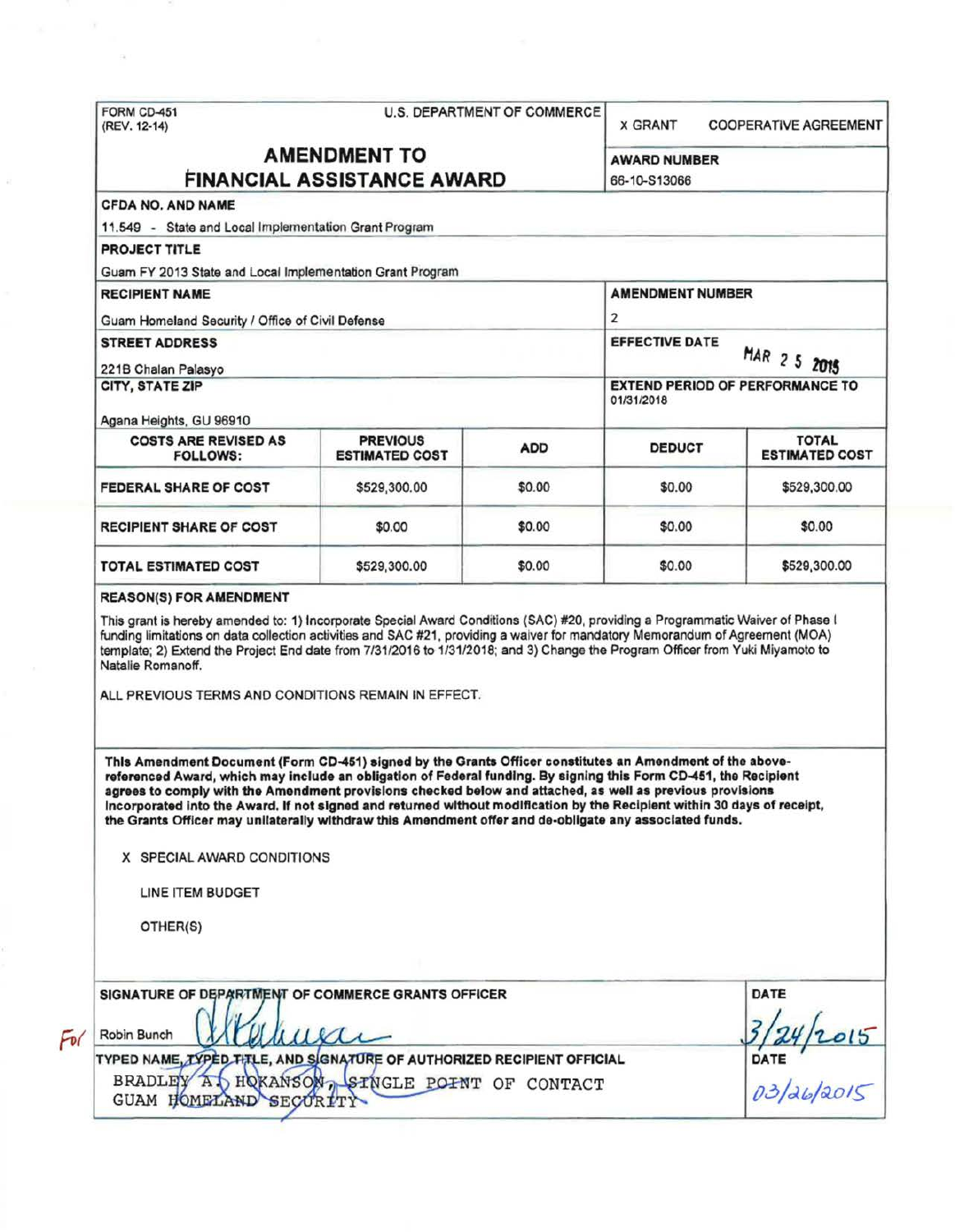FORM CD-451
(REV. 12-14)

U.S. DEPARTMENT OF COMMERCE

X GRANT    COOPERATIVE AGREEMENT

# AMENDMENT TO FINANCIAL ASSISTANCE AWARD

**AWARD NUMBER**
66-10-S13066

**CFDA NO. AND NAME**
11.549 - State and Local Implementation Grant Program

**PROJECT TITLE**
Guam FY 2013 State and Local Implementation Grant Program

**RECIPIENT NAME**
Guam Homeland Security / Office of Civil Defense

**AMENDMENT NUMBER**
2

**STREET ADDRESS**
221B Chalan Palasyo

**EFFECTIVE DATE**
MAR 25 2015

**CITY, STATE ZIP**
Agana Heights, GU 96910

**EXTEND PERIOD OF PERFORMANCE TO**
01/31/2018

| COSTS ARE REVISED AS FOLLOWS: | PREVIOUS ESTIMATED COST | ADD | DEDUCT | TOTAL ESTIMATED COST |
|---|---|---|---|---|
| FEDERAL SHARE OF COST | $529,300.00 | $0.00 | $0.00 | $529,300.00 |
| RECIPIENT SHARE OF COST | $0.00 | $0.00 | $0.00 | $0.00 |
| TOTAL ESTIMATED COST | $529,300.00 | $0.00 | $0.00 | $529,300.00 |

**REASON(S) FOR AMENDMENT**

This grant is hereby amended to: 1) Incorporate Special Award Conditions (SAC) #20, providing a Programmatic Waiver of Phase I funding limitations on data collection activities and SAC #21, providing a waiver for mandatory Memorandum of Agreement (MOA) template; 2) Extend the Project End date from 7/31/2016 to 1/31/2018; and 3) Change the Program Officer from Yuki Miyamoto to Natalie Romanoff.

ALL PREVIOUS TERMS AND CONDITIONS REMAIN IN EFFECT.

**This Amendment Document (Form CD-451) signed by the Grants Officer constitutes an Amendment of the above-referenced Award, which may include an obligation of Federal funding. By signing this Form CD-451, the Recipient agrees to comply with the Amendment provisions checked below and attached, as well as previous provisions incorporated into the Award. If not signed and returned without modification by the Recipient within 30 days of receipt, the Grants Officer may unilaterally withdraw this Amendment offer and de-obligate any associated funds.**

X SPECIAL AWARD CONDITIONS

LINE ITEM BUDGET

OTHER(S)

**SIGNATURE OF DEPARTMENT OF COMMERCE GRANTS OFFICER**
For Robin Bunch

**DATE**
3/24/2015

**TYPED NAME, TYPED TITLE, AND SIGNATURE OF AUTHORIZED RECIPIENT OFFICIAL**
BRADLEY A. HOKANSON, SINGLE POINT OF CONTACT
GUAM HOMELAND SECURITY

**DATE**
03/26/2015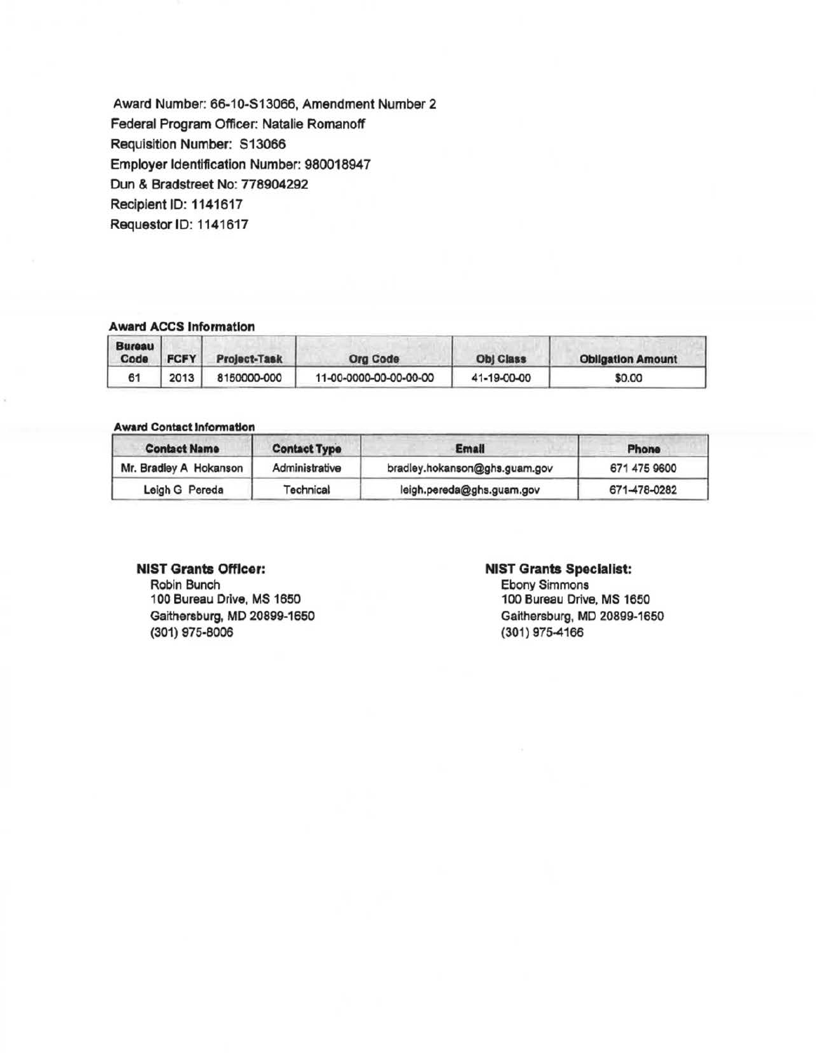Award Number: 66-10-S13066, Amendment Number 2
Federal Program Officer: Natalie Romanoff
Requisition Number: S13066
Employer Identification Number: 980018947
Dun & Bradstreet No: 778904292
Recipient ID: 1141617
Requestor ID: 1141617

**Award ACCS Information**

| Bureau Code | FCFY | Project-Task | Org Code | Obj Class | Obligation Amount |
|---|---|---|---|---|---|
| 61 | 2013 | 8150000-000 | 11-00-0000-00-00-00-00 | 41-19-00-00 | $0.00 |

**Award Contact Information**

| Contact Name | Contact Type | Email | Phone |
|---|---|---|---|
| Mr. Bradley A Hokanson | Administrative | bradley.hokanson@ghs.guam.gov | 671 475 9600 |
| Leigh G Pereda | Technical | leigh.pereda@ghs.guam.gov | 671-478-0282 |

**NIST Grants Officer:**
Robin Bunch
100 Bureau Drive, MS 1650
Gaithersburg, MD 20899-1650
(301) 975-8006

**NIST Grants Specialist:**
Ebony Simmons
100 Bureau Drive, MS 1650
Gaithersburg, MD 20899-1650
(301) 975-4166